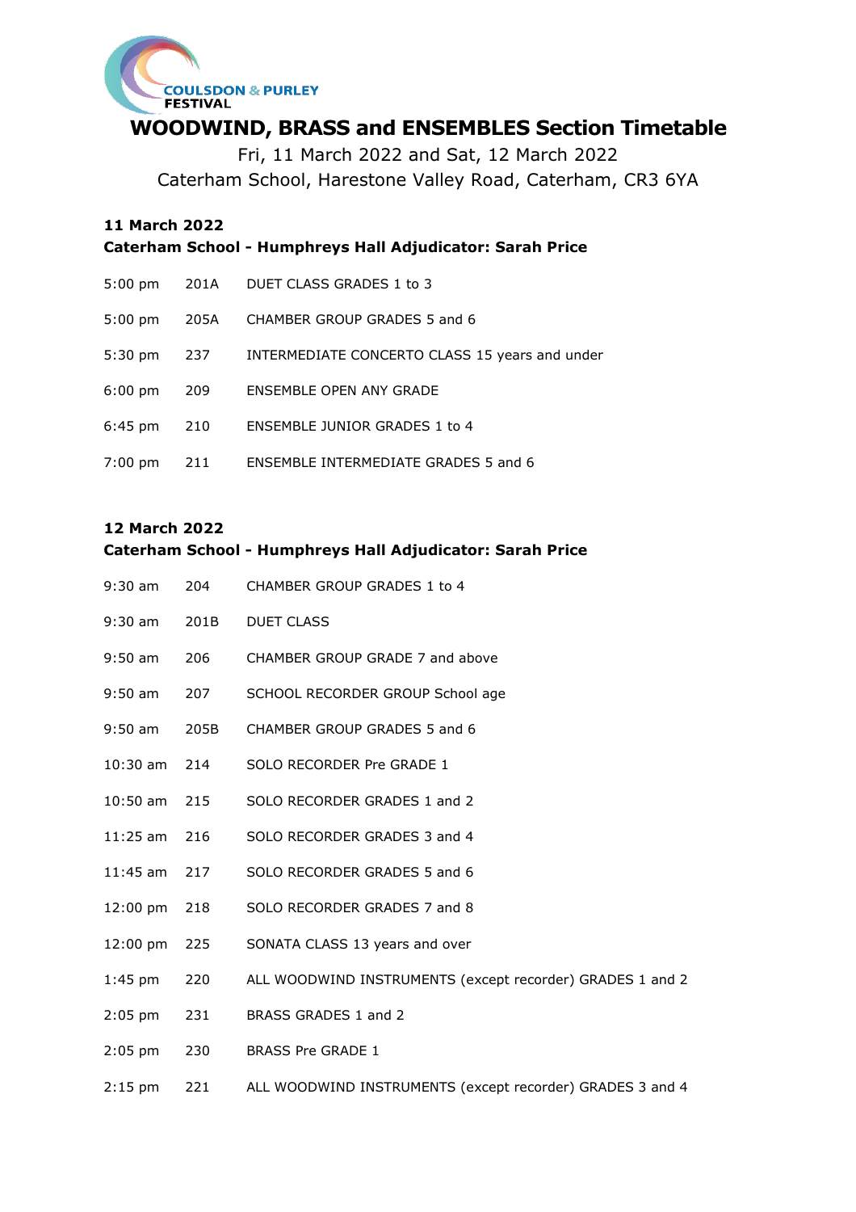COULSDON & PURLEY FESTIVAL

# WOODWIND, BRASS and ENSEMBLES Section Timetable

Fri, 11 March 2022 and Sat, 12 March 2022

Caterham School, Harestone Valley Road, Caterham, CR3 6YA

**11 March 2022**

**Caterham School - Humphreys Hall Adjudicator: Sarah Price**

| | | |
|---|---|---|
| 5:00 pm | 201A | DUET CLASS GRADES 1 to 3 |
| 5:00 pm | 205A | CHAMBER GROUP GRADES 5 and 6 |
| 5:30 pm | 237 | INTERMEDIATE CONCERTO CLASS 15 years and under |
| 6:00 pm | 209 | ENSEMBLE OPEN ANY GRADE |
| 6:45 pm | 210 | ENSEMBLE JUNIOR GRADES 1 to 4 |
| 7:00 pm | 211 | ENSEMBLE INTERMEDIATE GRADES 5 and 6 |

**12 March 2022**

**Caterham School - Humphreys Hall Adjudicator: Sarah Price**

| | | |
|---|---|---|
| 9:30 am | 204 | CHAMBER GROUP GRADES 1 to 4 |
| 9:30 am | 201B | DUET CLASS |
| 9:50 am | 206 | CHAMBER GROUP GRADE 7 and above |
| 9:50 am | 207 | SCHOOL RECORDER GROUP School age |
| 9:50 am | 205B | CHAMBER GROUP GRADES 5 and 6 |
| 10:30 am | 214 | SOLO RECORDER Pre GRADE 1 |
| 10:50 am | 215 | SOLO RECORDER GRADES 1 and 2 |
| 11:25 am | 216 | SOLO RECORDER GRADES 3 and 4 |
| 11:45 am | 217 | SOLO RECORDER GRADES 5 and 6 |
| 12:00 pm | 218 | SOLO RECORDER GRADES 7 and 8 |
| 12:00 pm | 225 | SONATA CLASS 13 years and over |
| 1:45 pm | 220 | ALL WOODWIND INSTRUMENTS (except recorder) GRADES 1 and 2 |
| 2:05 pm | 231 | BRASS GRADES 1 and 2 |
| 2:05 pm | 230 | BRASS Pre GRADE 1 |
| 2:15 pm | 221 | ALL WOODWIND INSTRUMENTS (except recorder) GRADES 3 and 4 |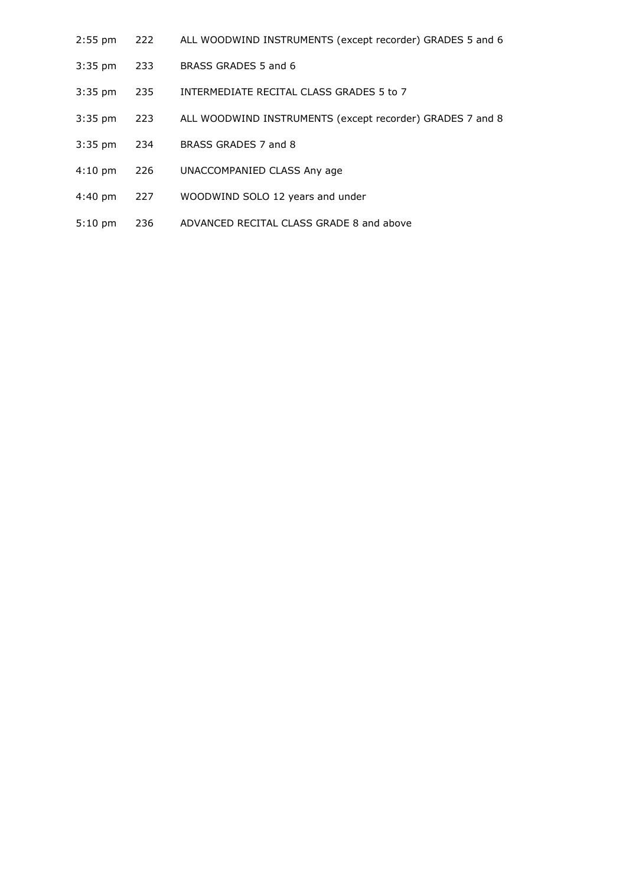| | | |
|---|---|---|
| 2:55 pm | 222 | ALL WOODWIND INSTRUMENTS (except recorder) GRADES 5 and 6 |
| 3:35 pm | 233 | BRASS GRADES 5 and 6 |
| 3:35 pm | 235 | INTERMEDIATE RECITAL CLASS GRADES 5 to 7 |
| 3:35 pm | 223 | ALL WOODWIND INSTRUMENTS (except recorder) GRADES 7 and 8 |
| 3:35 pm | 234 | BRASS GRADES 7 and 8 |
| 4:10 pm | 226 | UNACCOMPANIED CLASS Any age |
| 4:40 pm | 227 | WOODWIND SOLO 12 years and under |
| 5:10 pm | 236 | ADVANCED RECITAL CLASS GRADE 8 and above |